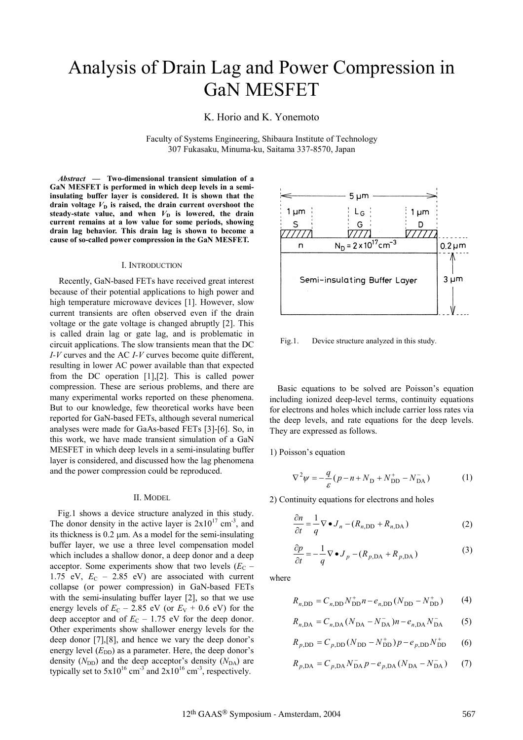# Analysis of Drain Lag and Power Compression in GaN MESFET

K. Horio and K. Yonemoto

Faculty of Systems Engineering, Shibaura Institute of Technology
307 Fukasaku, Minuma-ku, Saitama 337-8570, Japan

***Abstract* — Two-dimensional transient simulation of a GaN MESFET is performed in which deep levels in a semi-insulating buffer layer is considered. It is shown that the drain voltage $V_D$ is raised, the drain current overshoot the steady-state value, and when $V_D$ is lowered, the drain current remains at a low value for some periods, showing drain lag behavior. This drain lag is shown to become a cause of so-called power compression in the GaN MESFET.**

## I. Introduction

Recently, GaN-based FETs have received great interest because of their potential applications to high power and high temperature microwave devices [1]. However, slow current transients are often observed even if the drain voltage or the gate voltage is changed abruptly [2]. This is called drain lag or gate lag, and is problematic in circuit applications. The slow transients mean that the DC *I-V* curves and the AC *I-V* curves become quite different, resulting in lower AC power available than that expected from the DC operation [1],[2]. This is called power compression. These are serious problems, and there are many experimental works reported on these phenomena. But to our knowledge, few theoretical works have been reported for GaN-based FETs, although several numerical analyses were made for GaAs-based FETs [3]-[6]. So, in this work, we have made transient simulation of a GaN MESFET in which deep levels in a semi-insulating buffer layer is considered, and discussed how the lag phenomena and the power compression could be reproduced.

## II. Model

Fig.1 shows a device structure analyzed in this study. The donor density in the active layer is $2\times10^{17}$ cm$^{-3}$, and its thickness is 0.2 μm. As a model for the semi-insulating buffer layer, we use a three level compensation model which includes a shallow donor, a deep donor and a deep acceptor. Some experiments show that two levels ($E_C$ – 1.75 eV, $E_C$ – 2.85 eV) are associated with current collapse (or power compression) in GaN-based FETs with the semi-insulating buffer layer [2], so that we use energy levels of $E_C$ – 2.85 eV (or $E_V$ + 0.6 eV) for the deep acceptor and of $E_C$ – 1.75 eV for the deep donor. Other experiments show shallower energy levels for the deep donor [7],[8], and hence we vary the deep donor's energy level ($E_{DD}$) as a parameter. Here, the deep donor's density ($N_{DD}$) and the deep acceptor's density ($N_{DA}$) are typically set to $5\times10^{16}$ cm$^{-3}$ and $2\times10^{16}$ cm$^{-3}$, respectively.

Fig.1. Device structure analyzed in this study.

Basic equations to be solved are Poisson's equation including ionized deep-level terms, continuity equations for electrons and holes which include carrier loss rates via the deep levels, and rate equations for the deep levels. They are expressed as follows.

1) Poisson's equation

$$\nabla^2\psi = -\frac{q}{\varepsilon}(p - n + N_D + N_{DD}^+ - N_{DA}^-) \tag{1}$$

2) Continuity equations for electrons and holes

$$\frac{\partial n}{\partial t} = \frac{1}{q}\nabla\bullet J_n - (R_{n,DD} + R_{n,DA}) \tag{2}$$

$$\frac{\partial p}{\partial t} = -\frac{1}{q}\nabla\bullet J_p - (R_{p,DA} + R_{p,DA}) \tag{3}$$

where

$$R_{n,DD} = C_{n,DD}N_{DD}^+ n - e_{n,DD}(N_{DD} - N_{DD}^+) \tag{4}$$

$$R_{n,DA} = C_{n,DA}(N_{DA} - N_{DA}^-)n - e_{n,DA}N_{DA}^- \tag{5}$$

$$R_{p,DD} = C_{p,DD}(N_{DD} - N_{DD}^+)p - e_{p,DD}N_{DD}^+ \tag{6}$$

$$R_{p,DA} = C_{p,DA}N_{DA}^- p - e_{p,DA}(N_{DA} - N_{DA}^-) \tag{7}$$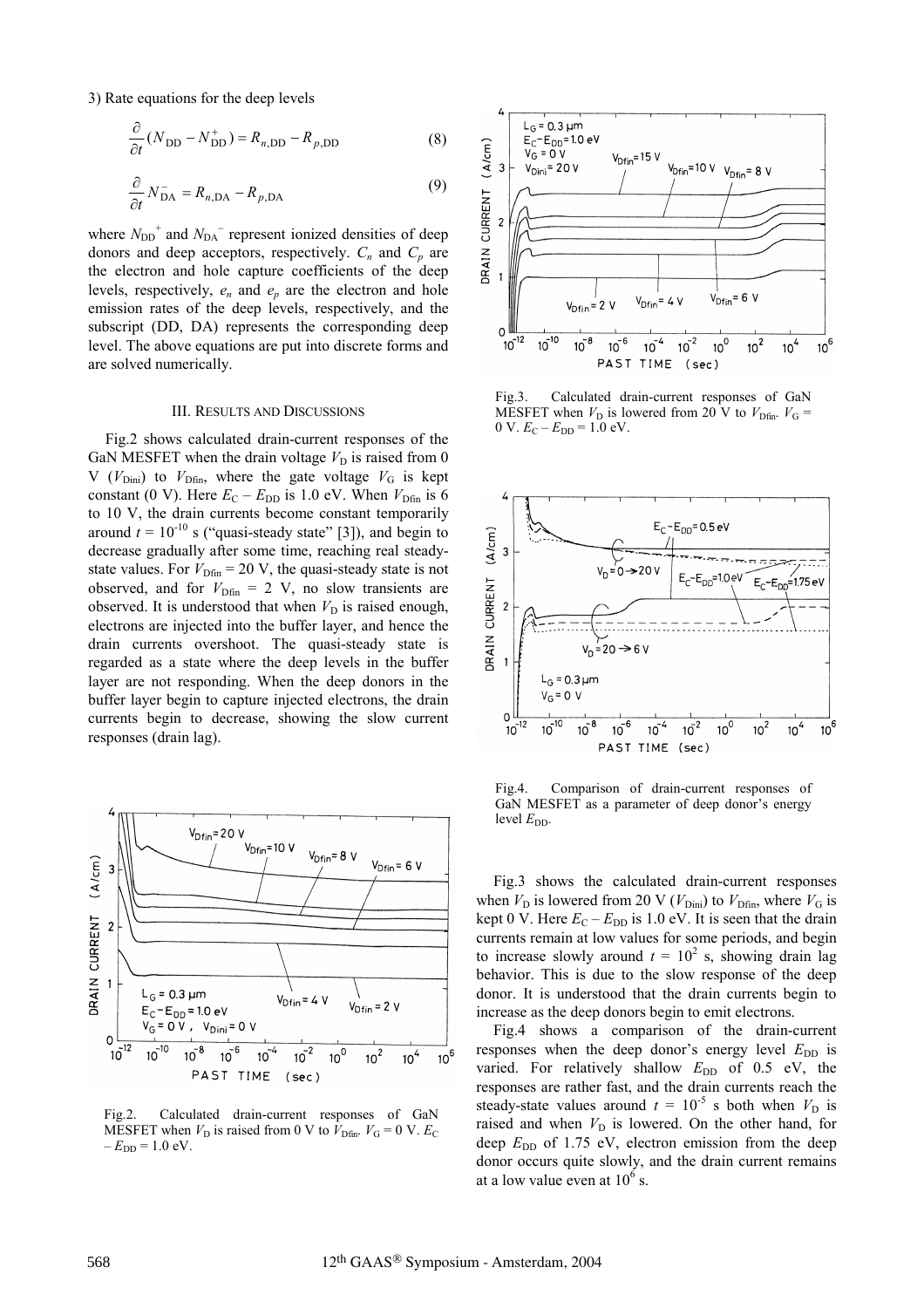3) Rate equations for the deep levels

$$\frac{\partial}{\partial t}(N_{\mathrm{DD}} - N_{\mathrm{DD}}^{+}) = R_{n,\mathrm{DD}} - R_{p,\mathrm{DD}} \tag{8}$$

$$\frac{\partial}{\partial t} N_{\mathrm{DA}}^{-} = R_{n,\mathrm{DA}} - R_{p,\mathrm{DA}} \tag{9}$$

where $N_{\mathrm{DD}}^{+}$ and $N_{\mathrm{DA}}^{-}$ represent ionized densities of deep donors and deep acceptors, respectively. $C_n$ and $C_p$ are the electron and hole capture coefficients of the deep levels, respectively, $e_n$ and $e_p$ are the electron and hole emission rates of the deep levels, respectively, and the subscript (DD, DA) represents the corresponding deep level. The above equations are put into discrete forms and are solved numerically.

## III. Results and Discussions

Fig.2 shows calculated drain-current responses of the GaN MESFET when the drain voltage $V_{\mathrm{D}}$ is raised from 0 V ($V_{\mathrm{Dini}}$) to $V_{\mathrm{Dfin}}$, where the gate voltage $V_{\mathrm{G}}$ is kept constant (0 V). Here $E_{\mathrm{C}} - E_{\mathrm{DD}}$ is 1.0 eV. When $V_{\mathrm{Dfin}}$ is 6 to 10 V, the drain currents become constant temporarily around $t = 10^{-10}$ s ("quasi-steady state" [3]), and begin to decrease gradually after some time, reaching real steady-state values. For $V_{\mathrm{Dfin}} = 20$ V, the quasi-steady state is not observed, and for $V_{\mathrm{Dfin}} = 2$ V, no slow transients are observed. It is understood that when $V_{\mathrm{D}}$ is raised enough, electrons are injected into the buffer layer, and hence the drain currents overshoot. The quasi-steady state is regarded as a state where the deep levels in the buffer layer are not responding. When the deep donors in the buffer layer begin to capture injected electrons, the drain currents begin to decrease, showing the slow current responses (drain lag).

Fig.2. Calculated drain-current responses of GaN MESFET when $V_{\mathrm{D}}$ is raised from 0 V to $V_{\mathrm{Dfin}}$. $V_{\mathrm{G}} = 0$ V. $E_{\mathrm{C}} - E_{\mathrm{DD}} = 1.0$ eV.

Fig.3. Calculated drain-current responses of GaN MESFET when $V_{\mathrm{D}}$ is lowered from 20 V to $V_{\mathrm{Dfin}}$. $V_{\mathrm{G}} = 0$ V. $E_{\mathrm{C}} - E_{\mathrm{DD}} = 1.0$ eV.

Fig.4. Comparison of drain-current responses of GaN MESFET as a parameter of deep donor's energy level $E_{\mathrm{DD}}$.

Fig.3 shows the calculated drain-current responses when $V_{\mathrm{D}}$ is lowered from 20 V ($V_{\mathrm{Dini}}$) to $V_{\mathrm{Dfin}}$, where $V_{\mathrm{G}}$ is kept 0 V. Here $E_{\mathrm{C}} - E_{\mathrm{DD}}$ is 1.0 eV. It is seen that the drain currents remain at low values for some periods, and begin to increase slowly around $t = 10^{2}$ s, showing drain lag behavior. This is due to the slow response of the deep donor. It is understood that the drain currents begin to increase as the deep donors begin to emit electrons.

Fig.4 shows a comparison of the drain-current responses when the deep donor's energy level $E_{\mathrm{DD}}$ is varied. For relatively shallow $E_{\mathrm{DD}}$ of 0.5 eV, the responses are rather fast, and the drain currents reach the steady-state values around $t = 10^{-5}$ s both when $V_{\mathrm{D}}$ is raised and when $V_{\mathrm{D}}$ is lowered. On the other hand, for deep $E_{\mathrm{DD}}$ of 1.75 eV, electron emission from the deep donor occurs quite slowly, and the drain current remains at a low value even at $10^{6}$ s.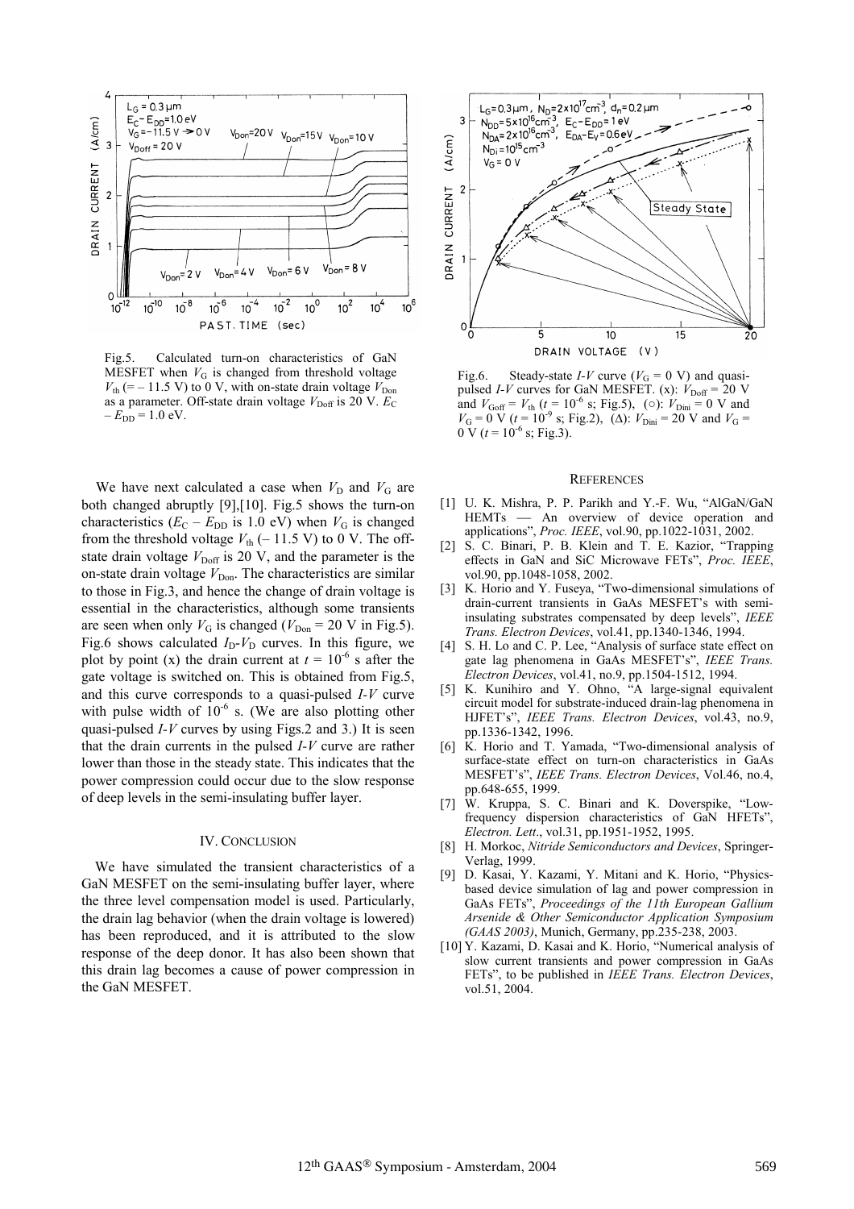$L_G = 0.3\,\mu m$
$E_C - E_{DD} = 1.0$ eV
$V_G = -11.5$ V → 0 V
$V_{Doff} = 20$ V
$V_{Don}=20$ V
$V_{Don}=15$ V
$V_{Don}=10$ V
$V_{Don}=2$ V
$V_{Don}=4$ V
$V_{Don}=6$ V
$V_{Don}=8$ V
DRAIN CURRENT (A/cm)
PAST. TIME (sec)

Fig.5. Calculated turn-on characteristics of GaN MESFET when $V_G$ is changed from threshold voltage $V_{th}$ (= – 11.5 V) to 0 V, with on-state drain voltage $V_{Don}$ as a parameter. Off-state drain voltage $V_{Doff}$ is 20 V. $E_C - E_{DD} = 1.0$ eV.

$L_G=0.3\,\mu m$, $N_D=2\times10^{17} cm^{-3}$, $d_n=0.2\,\mu m$
$N_{DD}=5\times10^{16} cm^{-3}$, $E_C-E_{DD}=1$ eV
$N_{DA}=2\times10^{16} cm^{-3}$, $E_{DA}-E_V=0.6$ eV
$N_{Di}=10^{15} cm^{-3}$
$V_G = 0$ V
Steady State
DRAIN CURRENT (A/cm)
DRAIN VOLTAGE (V)

Fig.6. Steady-state *I-V* curve ($V_G = 0$ V) and quasi-pulsed *I-V* curves for GaN MESFET. (x): $V_{Doff} = 20$ V and $V_{Goff} = V_{th}$ ($t = 10^{-6}$ s; Fig.5), (○): $V_{Dini} = 0$ V and $V_G = 0$ V ($t = 10^{-9}$ s; Fig.2), (Δ): $V_{Dini} = 20$ V and $V_G = 0$ V ($t = 10^{-6}$ s; Fig.3).

We have next calculated a case when $V_D$ and $V_G$ are both changed abruptly [9],[10]. Fig.5 shows the turn-on characteristics ($E_C - E_{DD}$ is 1.0 eV) when $V_G$ is changed from the threshold voltage $V_{th}$ (– 11.5 V) to 0 V. The off-state drain voltage $V_{Doff}$ is 20 V, and the parameter is the on-state drain voltage $V_{Don}$. The characteristics are similar to those in Fig.3, and hence the change of drain voltage is essential in the characteristics, although some transients are seen when only $V_G$ is changed ($V_{Don} = 20$ V in Fig.5). Fig.6 shows calculated $I_D$-$V_D$ curves. In this figure, we plot by point (x) the drain current at $t = 10^{-6}$ s after the gate voltage is switched on. This is obtained from Fig.5, and this curve corresponds to a quasi-pulsed *I-V* curve with pulse width of $10^{-6}$ s. (We are also plotting other quasi-pulsed *I-V* curves by using Figs.2 and 3.) It is seen that the drain currents in the pulsed *I-V* curve are rather lower than those in the steady state. This indicates that the power compression could occur due to the slow response of deep levels in the semi-insulating buffer layer.

## IV. CONCLUSION

We have simulated the transient characteristics of a GaN MESFET on the semi-insulating buffer layer, where the three level compensation model is used. Particularly, the drain lag behavior (when the drain voltage is lowered) has been reproduced, and it is attributed to the slow response of the deep donor. It has also been shown that this drain lag becomes a cause of power compression in the GaN MESFET.

## REFERENCES

[1] U. K. Mishra, P. P. Parikh and Y.-F. Wu, "AlGaN/GaN HEMTs — An overview of device operation and applications", *Proc. IEEE*, vol.90, pp.1022-1031, 2002.

[2] S. C. Binari, P. B. Klein and T. E. Kazior, "Trapping effects in GaN and SiC Microwave FETs", *Proc. IEEE*, vol.90, pp.1048-1058, 2002.

[3] K. Horio and Y. Fuseya, "Two-dimensional simulations of drain-current transients in GaAs MESFET's with semi-insulating substrates compensated by deep levels", *IEEE Trans. Electron Devices*, vol.41, pp.1340-1346, 1994.

[4] S. H. Lo and C. P. Lee, "Analysis of surface state effect on gate lag phenomena in GaAs MESFET's", *IEEE Trans. Electron Devices*, vol.41, no.9, pp.1504-1512, 1994.

[5] K. Kunihiro and Y. Ohno, "A large-signal equivalent circuit model for substrate-induced drain-lag phenomena in HJFET's", *IEEE Trans. Electron Devices*, vol.43, no.9, pp.1336-1342, 1996.

[6] K. Horio and T. Yamada, "Two-dimensional analysis of surface-state effect on turn-on characteristics in GaAs MESFET's", *IEEE Trans. Electron Devices*, Vol.46, no.4, pp.648-655, 1999.

[7] W. Kruppa, S. C. Binari and K. Doverspike, "Low-frequency dispersion characteristics of GaN HFETs", *Electron. Lett*., vol.31, pp.1951-1952, 1995.

[8] H. Morkoc, *Nitride Semiconductors and Devices*, Springer-Verlag, 1999.

[9] D. Kasai, Y. Kazami, Y. Mitani and K. Horio, "Physics-based device simulation of lag and power compression in GaAs FETs", *Proceedings of the 11th European Gallium Arsenide & Other Semiconductor Application Symposium (GAAS 2003)*, Munich, Germany, pp.235-238, 2003.

[10] Y. Kazami, D. Kasai and K. Horio, "Numerical analysis of slow current transients and power compression in GaAs FETs", to be published in *IEEE Trans. Electron Devices*, vol.51, 2004.